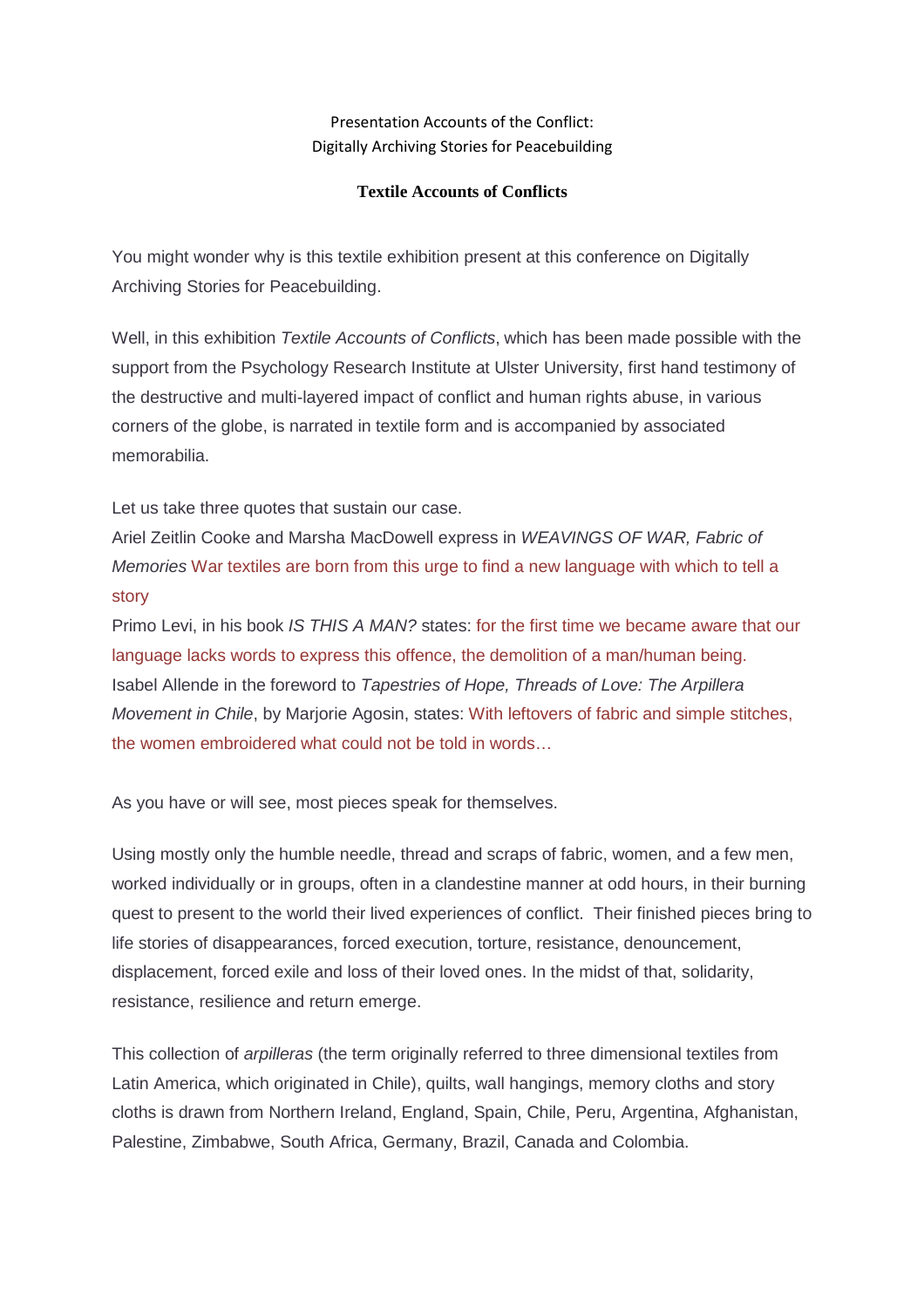Presentation Accounts of the Conflict:
Digitally Archiving Stories for Peacebuilding

## Textile Accounts of Conflicts

You might wonder why is this textile exhibition present at this conference on Digitally Archiving Stories for Peacebuilding.

Well, in this exhibition *Textile Accounts of Conflicts*, which has been made possible with the support from the Psychology Research Institute at Ulster University, first hand testimony of the destructive and multi-layered impact of conflict and human rights abuse, in various corners of the globe, is narrated in textile form and is accompanied by associated memorabilia.

Let us take three quotes that sustain our case.
Ariel Zeitlin Cooke and Marsha MacDowell express in *WEAVINGS OF WAR, Fabric of Memories* War textiles are born from this urge to find a new language with which to tell a story
Primo Levi, in his book *IS THIS A MAN?* states: for the first time we became aware that our language lacks words to express this offence, the demolition of a man/human being.
Isabel Allende in the foreword to *Tapestries of Hope, Threads of Love: The Arpillera Movement in Chile*, by Marjorie Agosin, states: With leftovers of fabric and simple stitches, the women embroidered what could not be told in words…

As you have or will see, most pieces speak for themselves.

Using mostly only the humble needle, thread and scraps of fabric, women, and a few men, worked individually or in groups, often in a clandestine manner at odd hours, in their burning quest to present to the world their lived experiences of conflict. Their finished pieces bring to life stories of disappearances, forced execution, torture, resistance, denouncement, displacement, forced exile and loss of their loved ones. In the midst of that, solidarity, resistance, resilience and return emerge.

This collection of *arpilleras* (the term originally referred to three dimensional textiles from Latin America, which originated in Chile), quilts, wall hangings, memory cloths and story cloths is drawn from Northern Ireland, England, Spain, Chile, Peru, Argentina, Afghanistan, Palestine, Zimbabwe, South Africa, Germany, Brazil, Canada and Colombia.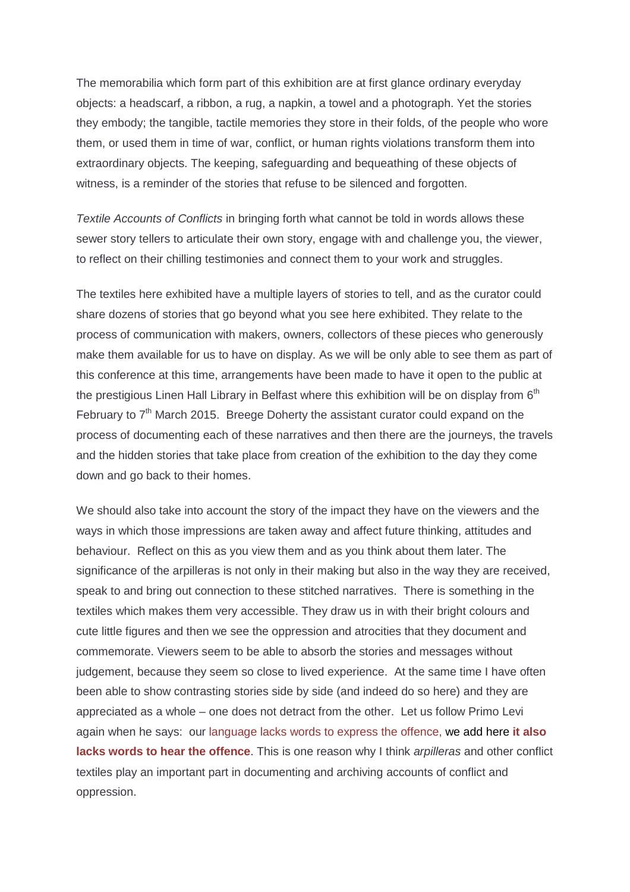The memorabilia which form part of this exhibition are at first glance ordinary everyday objects: a headscarf, a ribbon, a rug, a napkin, a towel and a photograph. Yet the stories they embody; the tangible, tactile memories they store in their folds, of the people who wore them, or used them in time of war, conflict, or human rights violations transform them into extraordinary objects. The keeping, safeguarding and bequeathing of these objects of witness, is a reminder of the stories that refuse to be silenced and forgotten.

*Textile Accounts of Conflicts* in bringing forth what cannot be told in words allows these sewer story tellers to articulate their own story, engage with and challenge you, the viewer, to reflect on their chilling testimonies and connect them to your work and struggles.

The textiles here exhibited have a multiple layers of stories to tell, and as the curator could share dozens of stories that go beyond what you see here exhibited. They relate to the process of communication with makers, owners, collectors of these pieces who generously make them available for us to have on display. As we will be only able to see them as part of this conference at this time, arrangements have been made to have it open to the public at the prestigious Linen Hall Library in Belfast where this exhibition will be on display from 6th February to 7th March 2015. Breege Doherty the assistant curator could expand on the process of documenting each of these narratives and then there are the journeys, the travels and the hidden stories that take place from creation of the exhibition to the day they come down and go back to their homes.

We should also take into account the story of the impact they have on the viewers and the ways in which those impressions are taken away and affect future thinking, attitudes and behaviour. Reflect on this as you view them and as you think about them later. The significance of the arpilleras is not only in their making but also in the way they are received, speak to and bring out connection to these stitched narratives. There is something in the textiles which makes them very accessible. They draw us in with their bright colours and cute little figures and then we see the oppression and atrocities that they document and commemorate. Viewers seem to be able to absorb the stories and messages without judgement, because they seem so close to lived experience. At the same time I have often been able to show contrasting stories side by side (and indeed do so here) and they are appreciated as a whole – one does not detract from the other. Let us follow Primo Levi again when he says: our language lacks words to express the offence, we add here **it also lacks words to hear the offence**. This is one reason why I think *arpilleras* and other conflict textiles play an important part in documenting and archiving accounts of conflict and oppression.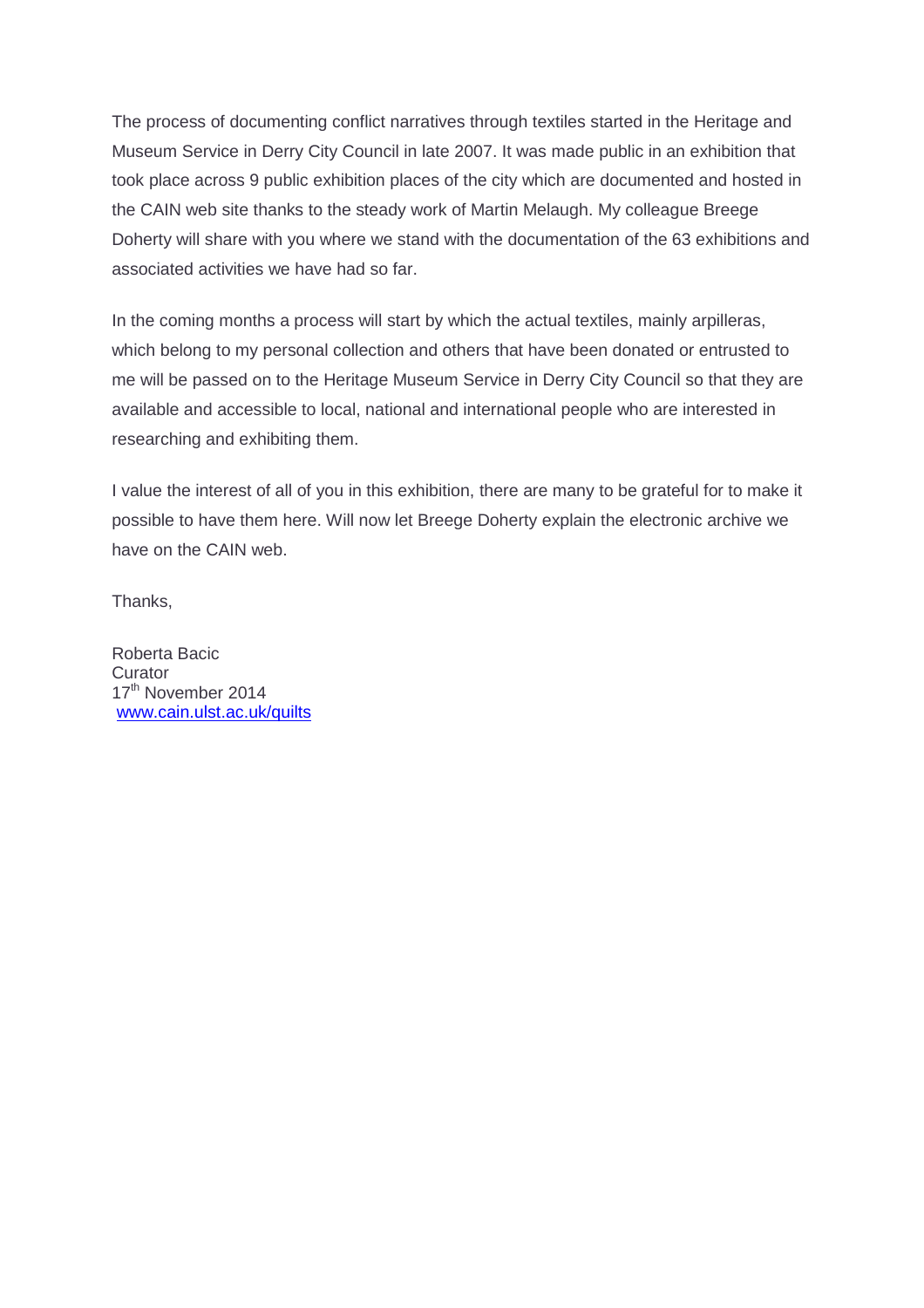The process of documenting conflict narratives through textiles started in the Heritage and Museum Service in Derry City Council in late 2007. It was made public in an exhibition that took place across 9 public exhibition places of the city which are documented and hosted in the CAIN web site thanks to the steady work of Martin Melaugh. My colleague Breege Doherty will share with you where we stand with the documentation of the 63 exhibitions and associated activities we have had so far.

In the coming months a process will start by which the actual textiles, mainly arpilleras, which belong to my personal collection and others that have been donated or entrusted to me will be passed on to the Heritage Museum Service in Derry City Council so that they are available and accessible to local, national and international people who are interested in researching and exhibiting them.

I value the interest of all of you in this exhibition, there are many to be grateful for to make it possible to have them here. Will now let Breege Doherty explain the electronic archive we have on the CAIN web.

Thanks,

Roberta Bacic
Curator
17th November 2014
www.cain.ulst.ac.uk/quilts